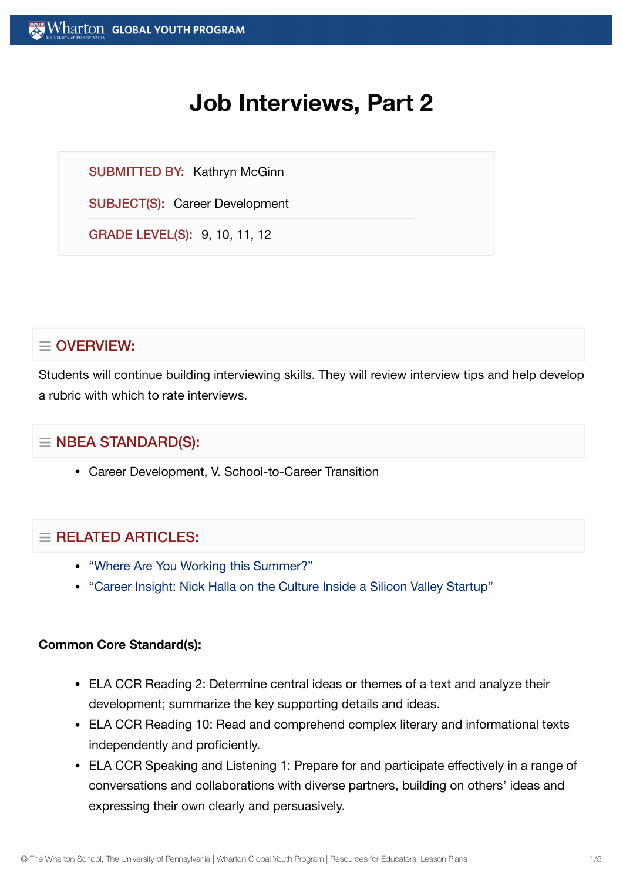# Job Interviews, Part 2

**SUBMITTED BY:** Kathryn McGinn

**SUBJECT(S):** Career Development

**GRADE LEVEL(S):** 9, 10, 11, 12

## OVERVIEW:

Students will continue building interviewing skills. They will review interview tips and help develop a rubric with which to rate interviews.

## NBEA STANDARD(S):

- Career Development, V. School-to-Career Transition

## RELATED ARTICLES:

- "Where Are You Working this Summer?"
- "Career Insight: Nick Halla on the Culture Inside a Silicon Valley Startup"

**Common Core Standard(s):**

- ELA CCR Reading 2: Determine central ideas or themes of a text and analyze their development; summarize the key supporting details and ideas.
- ELA CCR Reading 10: Read and comprehend complex literary and informational texts independently and proficiently.
- ELA CCR Speaking and Listening 1: Prepare for and participate effectively in a range of conversations and collaborations with diverse partners, building on others' ideas and expressing their own clearly and persuasively.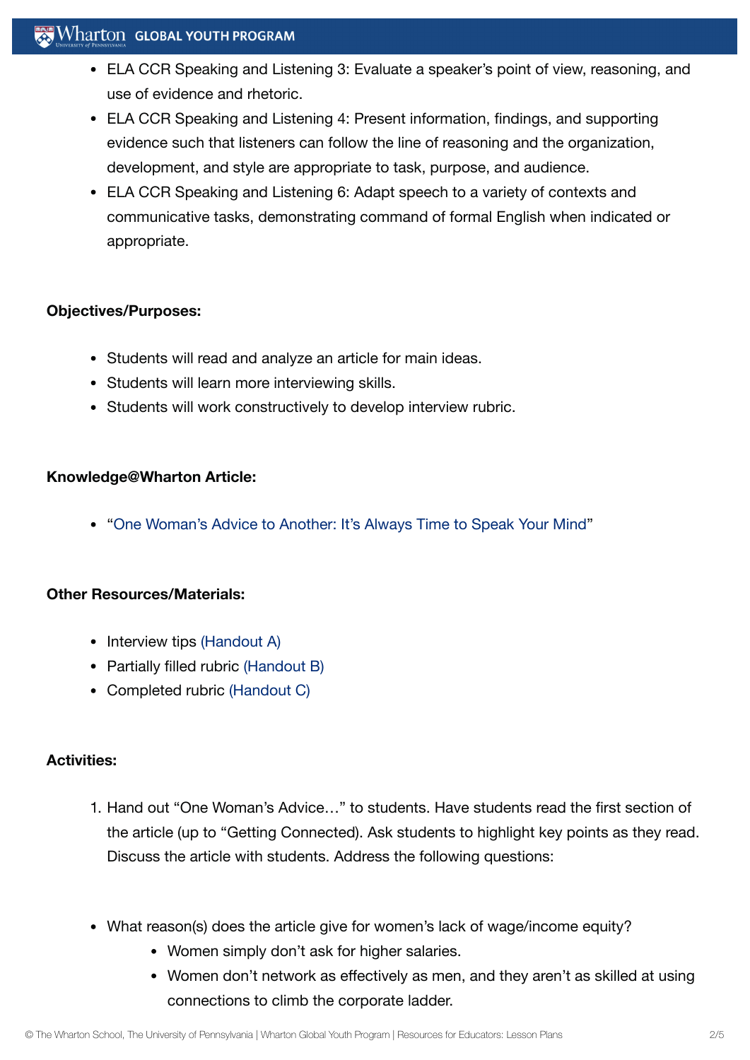- ELA CCR Speaking and Listening 3: Evaluate a speaker's point of view, reasoning, and use of evidence and rhetoric.
- ELA CCR Speaking and Listening 4: Present information, findings, and supporting evidence such that listeners can follow the line of reasoning and the organization, development, and style are appropriate to task, purpose, and audience.
- ELA CCR Speaking and Listening 6: Adapt speech to a variety of contexts and communicative tasks, demonstrating command of formal English when indicated or appropriate.

**Objectives/Purposes:**

- Students will read and analyze an article for main ideas.
- Students will learn more interviewing skills.
- Students will work constructively to develop interview rubric.

**Knowledge@Wharton Article:**

- "One Woman's Advice to Another: It's Always Time to Speak Your Mind"

**Other Resources/Materials:**

- Interview tips (Handout A)
- Partially filled rubric (Handout B)
- Completed rubric (Handout C)

**Activities:**

1. Hand out "One Woman's Advice…" to students. Have students read the first section of the article (up to "Getting Connected). Ask students to highlight key points as they read. Discuss the article with students. Address the following questions:

- What reason(s) does the article give for women's lack of wage/income equity?
  - Women simply don't ask for higher salaries.
  - Women don't network as effectively as men, and they aren't as skilled at using connections to climb the corporate ladder.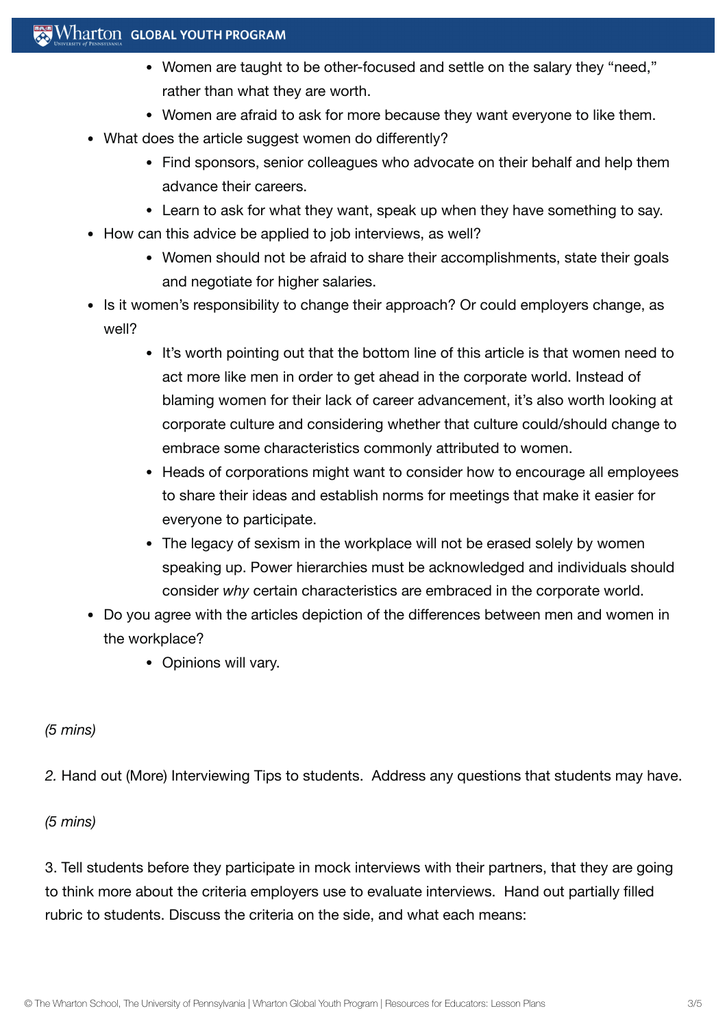- Women are taught to be other-focused and settle on the salary they "need," rather than what they are worth.
    - Women are afraid to ask for more because they want everyone to like them.
- What does the article suggest women do differently?
    - Find sponsors, senior colleagues who advocate on their behalf and help them advance their careers.
    - Learn to ask for what they want, speak up when they have something to say.
- How can this advice be applied to job interviews, as well?
    - Women should not be afraid to share their accomplishments, state their goals and negotiate for higher salaries.
- Is it women's responsibility to change their approach? Or could employers change, as well?
    - It's worth pointing out that the bottom line of this article is that women need to act more like men in order to get ahead in the corporate world. Instead of blaming women for their lack of career advancement, it's also worth looking at corporate culture and considering whether that culture could/should change to embrace some characteristics commonly attributed to women.
    - Heads of corporations might want to consider how to encourage all employees to share their ideas and establish norms for meetings that make it easier for everyone to participate.
    - The legacy of sexism in the workplace will not be erased solely by women speaking up. Power hierarchies must be acknowledged and individuals should consider *why* certain characteristics are embraced in the corporate world.
- Do you agree with the articles depiction of the differences between men and women in the workplace?
    - Opinions will vary.

*(5 mins)*

*2.* Hand out (More) Interviewing Tips to students. Address any questions that students may have.

*(5 mins)*

3. Tell students before they participate in mock interviews with their partners, that they are going to think more about the criteria employers use to evaluate interviews. Hand out partially filled rubric to students. Discuss the criteria on the side, and what each means: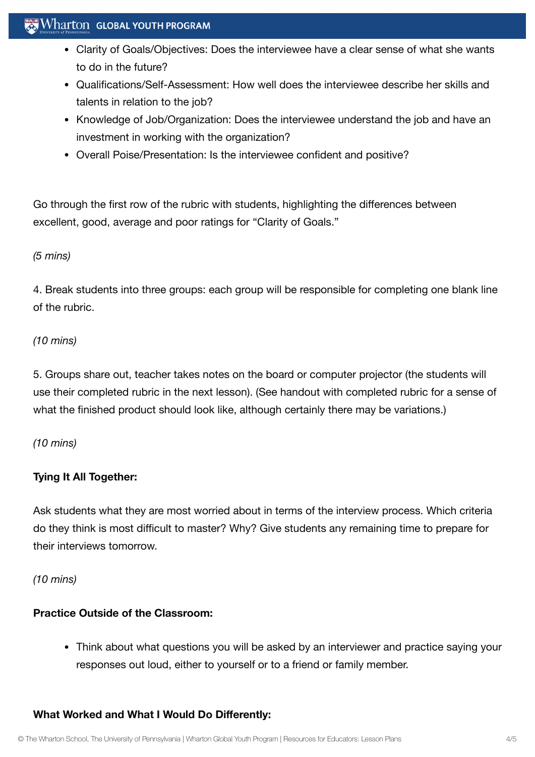- Clarity of Goals/Objectives: Does the interviewee have a clear sense of what she wants to do in the future?
- Qualifications/Self-Assessment: How well does the interviewee describe her skills and talents in relation to the job?
- Knowledge of Job/Organization: Does the interviewee understand the job and have an investment in working with the organization?
- Overall Poise/Presentation: Is the interviewee confident and positive?

Go through the first row of the rubric with students, highlighting the differences between excellent, good, average and poor ratings for “Clarity of Goals.”

*(5 mins)*

4. Break students into three groups: each group will be responsible for completing one blank line of the rubric.

*(10 mins)*

5. Groups share out, teacher takes notes on the board or computer projector (the students will use their completed rubric in the next lesson). (See handout with completed rubric for a sense of what the finished product should look like, although certainly there may be variations.)

*(10 mins)*

**Tying It All Together:**

Ask students what they are most worried about in terms of the interview process. Which criteria do they think is most difficult to master? Why? Give students any remaining time to prepare for their interviews tomorrow.

*(10 mins)*

**Practice Outside of the Classroom:**

- Think about what questions you will be asked by an interviewer and practice saying your responses out loud, either to yourself or to a friend or family member.

**What Worked and What I Would Do Differently:**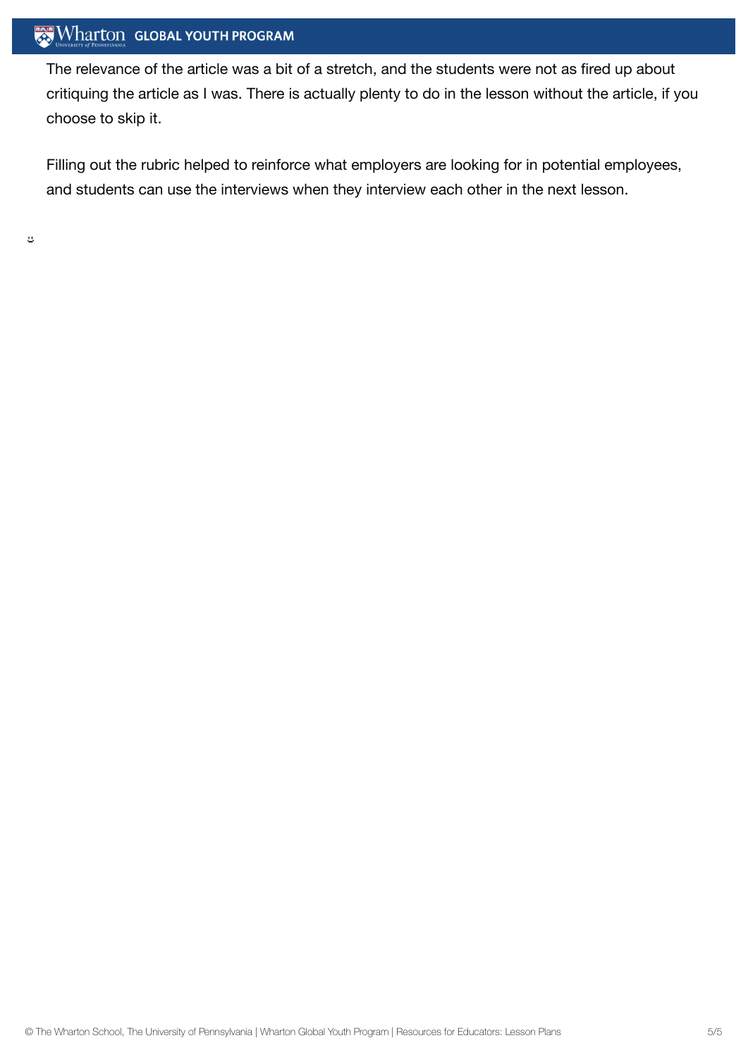The relevance of the article was a bit of a stretch, and the students were not as fired up about critiquing the article as I was. There is actually plenty to do in the lesson without the article, if you choose to skip it.

Filling out the rubric helped to reinforce what employers are looking for in potential employees, and students can use the interviews when they interview each other in the next lesson.